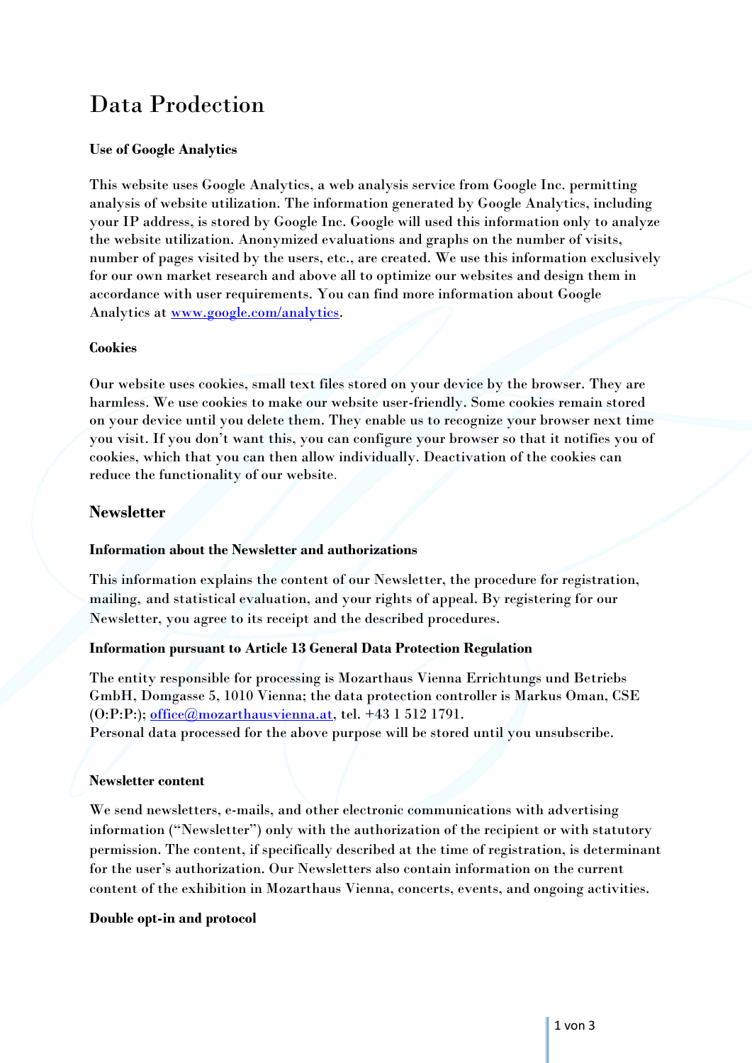# Data Prodection

### Use of Google Analytics

This website uses Google Analytics, a web analysis service from Google Inc. permitting analysis of website utilization. The information generated by Google Analytics, including your IP address, is stored by Google Inc. Google will used this information only to analyze the website utilization. Anonymized evaluations and graphs on the number of visits, number of pages visited by the users, etc., are created. We use this information exclusively for our own market research and above all to optimize our websites and design them in accordance with user requirements. You can find more information about Google Analytics at [www.google.com/analytics](http://www.google.com/analytics).

### Cookies

Our website uses cookies, small text files stored on your device by the browser. They are harmless. We use cookies to make our website user-friendly. Some cookies remain stored on your device until you delete them. They enable us to recognize your browser next time you visit. If you don't want this, you can configure your browser so that it notifies you of cookies, which that you can then allow individually. Deactivation of the cookies can reduce the functionality of our website.

## Newsletter

### Information about the Newsletter and authorizations

This information explains the content of our Newsletter, the procedure for registration, mailing, and statistical evaluation, and your rights of appeal. By registering for our Newsletter, you agree to its receipt and the described procedures.

### Information pursuant to Article 13 General Data Protection Regulation

The entity responsible for processing is Mozarthaus Vienna Errichtungs und Betriebs GmbH, Domgasse 5, 1010 Vienna; the data protection controller is Markus Oman, CSE (O:P:P:); [office@mozarthausvienna.at](mailto:office@mozarthausvienna.at), tel. +43 1 512 1791.
Personal data processed for the above purpose will be stored until you unsubscribe.

### Newsletter content

We send newsletters, e-mails, and other electronic communications with advertising information ("Newsletter") only with the authorization of the recipient or with statutory permission. The content, if specifically described at the time of registration, is determinant for the user's authorization. Our Newsletters also contain information on the current content of the exhibition in Mozarthaus Vienna, concerts, events, and ongoing activities.

### Double opt-in and protocol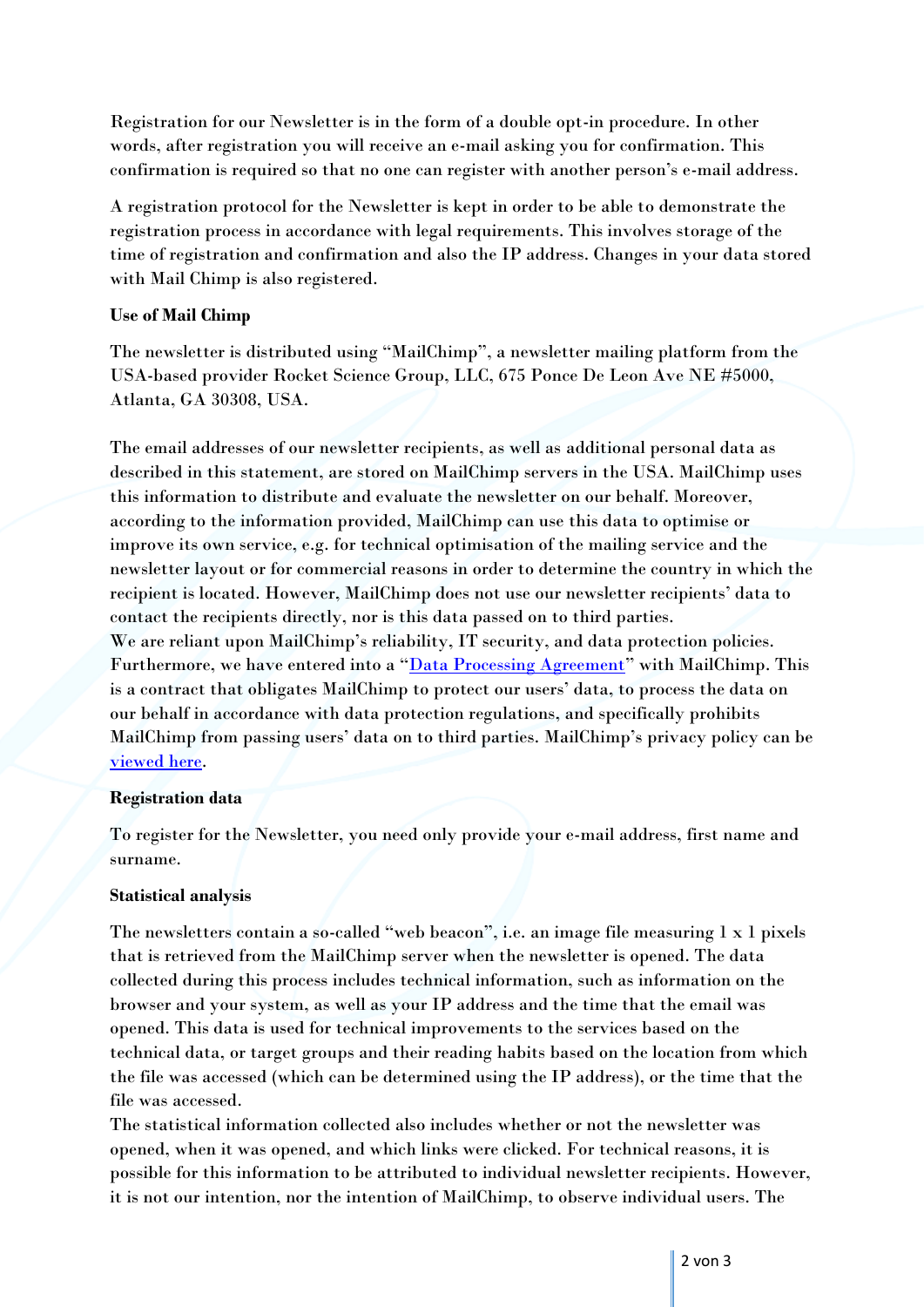Registration for our Newsletter is in the form of a double opt-in procedure. In other words, after registration you will receive an e-mail asking you for confirmation. This confirmation is required so that no one can register with another person's e-mail address.

A registration protocol for the Newsletter is kept in order to be able to demonstrate the registration process in accordance with legal requirements. This involves storage of the time of registration and confirmation and also the IP address. Changes in your data stored with Mail Chimp is also registered.

**Use of Mail Chimp**

The newsletter is distributed using "MailChimp", a newsletter mailing platform from the USA-based provider Rocket Science Group, LLC, 675 Ponce De Leon Ave NE #5000, Atlanta, GA 30308, USA.

The email addresses of our newsletter recipients, as well as additional personal data as described in this statement, are stored on MailChimp servers in the USA. MailChimp uses this information to distribute and evaluate the newsletter on our behalf. Moreover, according to the information provided, MailChimp can use this data to optimise or improve its own service, e.g. for technical optimisation of the mailing service and the newsletter layout or for commercial reasons in order to determine the country in which the recipient is located. However, MailChimp does not use our newsletter recipients' data to contact the recipients directly, nor is this data passed on to third parties.
We are reliant upon MailChimp's reliability, IT security, and data protection policies. Furthermore, we have entered into a "[Data Processing Agreement]" with MailChimp. This is a contract that obligates MailChimp to protect our users' data, to process the data on our behalf in accordance with data protection regulations, and specifically prohibits MailChimp from passing users' data on to third parties. MailChimp's privacy policy can be [viewed here].

**Registration data**

To register for the Newsletter, you need only provide your e-mail address, first name and surname.

**Statistical analysis**

The newsletters contain a so-called "web beacon", i.e. an image file measuring 1 x 1 pixels that is retrieved from the MailChimp server when the newsletter is opened. The data collected during this process includes technical information, such as information on the browser and your system, as well as your IP address and the time that the email was opened. This data is used for technical improvements to the services based on the technical data, or target groups and their reading habits based on the location from which the file was accessed (which can be determined using the IP address), or the time that the file was accessed.
The statistical information collected also includes whether or not the newsletter was opened, when it was opened, and which links were clicked. For technical reasons, it is possible for this information to be attributed to individual newsletter recipients. However, it is not our intention, nor the intention of MailChimp, to observe individual users. The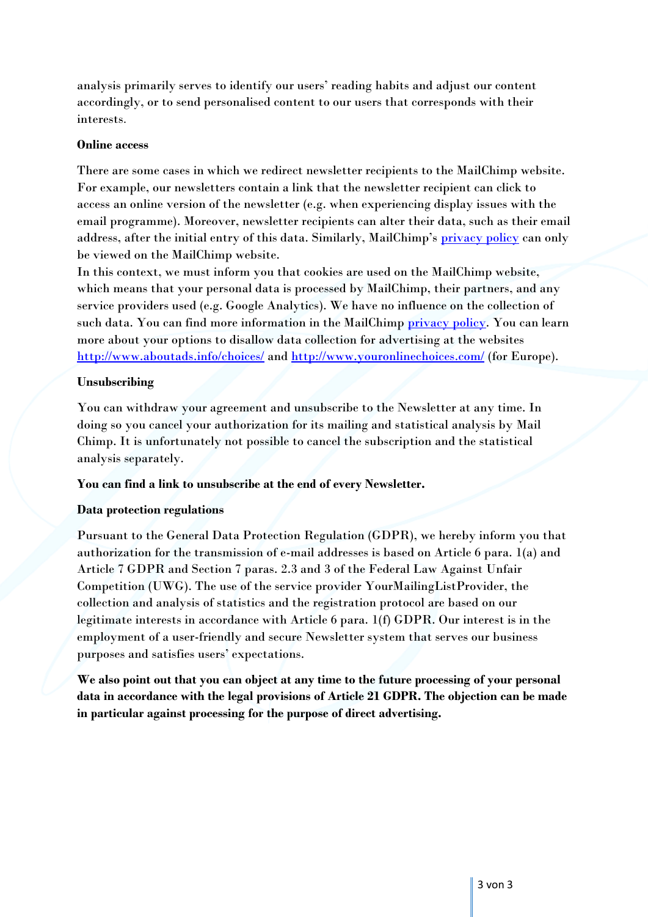analysis primarily serves to identify our users' reading habits and adjust our content accordingly, or to send personalised content to our users that corresponds with their interests.

**Online access**

There are some cases in which we redirect newsletter recipients to the MailChimp website. For example, our newsletters contain a link that the newsletter recipient can click to access an online version of the newsletter (e.g. when experiencing display issues with the email programme). Moreover, newsletter recipients can alter their data, such as their email address, after the initial entry of this data. Similarly, MailChimp's [privacy policy](privacy policy) can only be viewed on the MailChimp website.

In this context, we must inform you that cookies are used on the MailChimp website, which means that your personal data is processed by MailChimp, their partners, and any service providers used (e.g. Google Analytics). We have no influence on the collection of such data. You can find more information in the MailChimp [privacy policy](privacy policy). You can learn more about your options to disallow data collection for advertising at the websites [http://www.aboutads.info/choices/](http://www.aboutads.info/choices/) and [http://www.youronlinechoices.com/](http://www.youronlinechoices.com/) (for Europe).

**Unsubscribing**

You can withdraw your agreement and unsubscribe to the Newsletter at any time. In doing so you cancel your authorization for its mailing and statistical analysis by Mail Chimp. It is unfortunately not possible to cancel the subscription and the statistical analysis separately.

**You can find a link to unsubscribe at the end of every Newsletter.**

**Data protection regulations**

Pursuant to the General Data Protection Regulation (GDPR), we hereby inform you that authorization for the transmission of e-mail addresses is based on Article 6 para. 1(a) and Article 7 GDPR and Section 7 paras. 2.3 and 3 of the Federal Law Against Unfair Competition (UWG). The use of the service provider YourMailingListProvider, the collection and analysis of statistics and the registration protocol are based on our legitimate interests in accordance with Article 6 para. 1(f) GDPR. Our interest is in the employment of a user-friendly and secure Newsletter system that serves our business purposes and satisfies users' expectations.

**We also point out that you can object at any time to the future processing of your personal data in accordance with the legal provisions of Article 21 GDPR. The objection can be made in particular against processing for the purpose of direct advertising.**